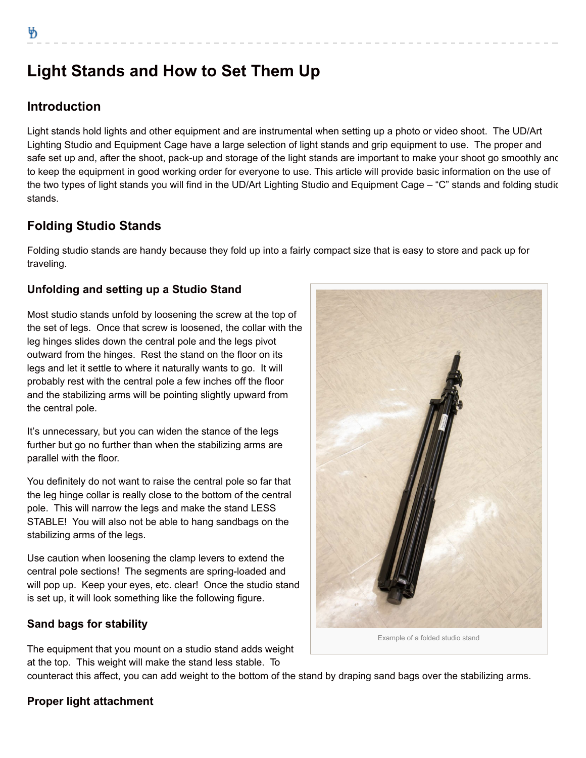# Light Stands and How to Set Them Up

## Introduction

Light stands hold lights and other equipment and are instrumental when setting up a photo or video shoot. The UD/Art Lighting Studio and Equipment Cage have a large selection of light stands and grip equipment to use. The proper and safe set up and, after the shoot, pack-up and storage of the light stands are important to make your shoot go smoothly and to keep the equipment in good working order for everyone to use. This article will provide basic information on the use of the two types of light stands you will find in the UD/Art Lighting Studio and Equipment Cage – "C" stands and folding studio stands.

## Folding Studio Stands

Folding studio stands are handy because they fold up into a fairly compact size that is easy to store and pack up for traveling.

### Unfolding and setting up a Studio Stand

Most studio stands unfold by loosening the screw at the top of the set of legs. Once that screw is loosened, the collar with the leg hinges slides down the central pole and the legs pivot outward from the hinges. Rest the stand on the floor on its legs and let it settle to where it naturally wants to go. It will probably rest with the central pole a few inches off the floor and the stabilizing arms will be pointing slightly upward from the central pole.

It's unnecessary, but you can widen the stance of the legs further but go no further than when the stabilizing arms are parallel with the floor.

You definitely do not want to raise the central pole so far that the leg hinge collar is really close to the bottom of the central pole. This will narrow the legs and make the stand LESS STABLE! You will also not be able to hang sandbags on the stabilizing arms of the legs.

Use caution when loosening the clamp levers to extend the central pole sections! The segments are spring-loaded and will pop up. Keep your eyes, etc. clear! Once the studio stand is set up, it will look something like the following figure.

Example of a folded studio stand

### Sand bags for stability

The equipment that you mount on a studio stand adds weight at the top. This weight will make the stand less stable. To counteract this affect, you can add weight to the bottom of the stand by draping sand bags over the stabilizing arms.

### Proper light attachment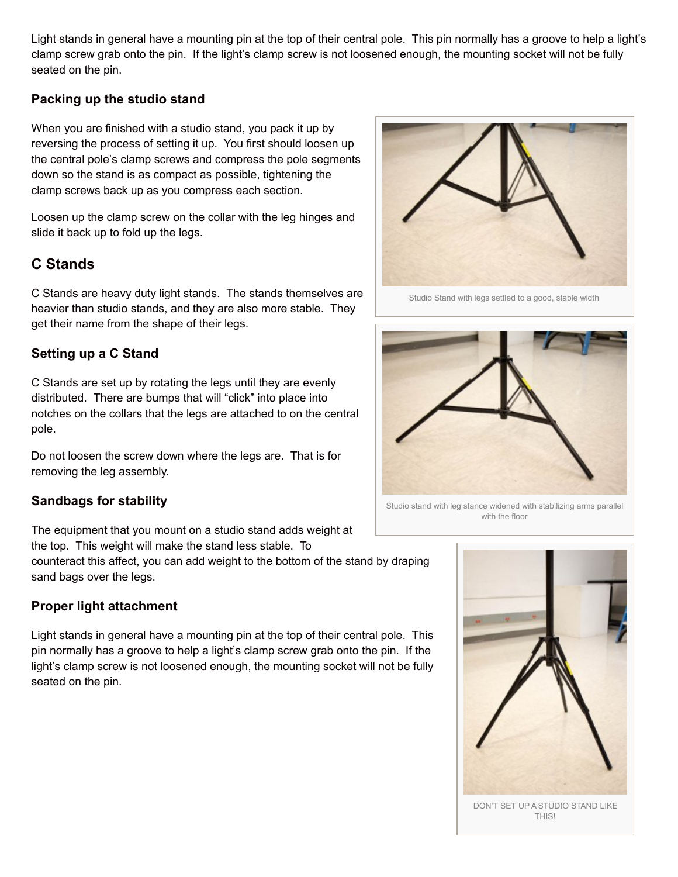Light stands in general have a mounting pin at the top of their central pole. This pin normally has a groove to help a light's clamp screw grab onto the pin. If the light's clamp screw is not loosened enough, the mounting socket will not be fully seated on the pin.

### Packing up the studio stand

When you are finished with a studio stand, you pack it up by reversing the process of setting it up. You first should loosen up the central pole's clamp screws and compress the pole segments down so the stand is as compact as possible, tightening the clamp screws back up as you compress each section.

Loosen up the clamp screw on the collar with the leg hinges and slide it back up to fold up the legs.

## C Stands

C Stands are heavy duty light stands. The stands themselves are heavier than studio stands, and they are also more stable. They get their name from the shape of their legs.

### Setting up a C Stand

C Stands are set up by rotating the legs until they are evenly distributed. There are bumps that will "click" into place into notches on the collars that the legs are attached to on the central pole.

Do not loosen the screw down where the legs are. That is for removing the leg assembly.

### Sandbags for stability

The equipment that you mount on a studio stand adds weight at the top. This weight will make the stand less stable. To counteract this affect, you can add weight to the bottom of the stand by draping sand bags over the legs.

### Proper light attachment

Light stands in general have a mounting pin at the top of their central pole. This pin normally has a groove to help a light's clamp screw grab onto the pin. If the light's clamp screw is not loosened enough, the mounting socket will not be fully seated on the pin.

Studio Stand with legs settled to a good, stable width

Studio stand with leg stance widened with stabilizing arms parallel with the floor

DON'T SET UP A STUDIO STAND LIKE THIS!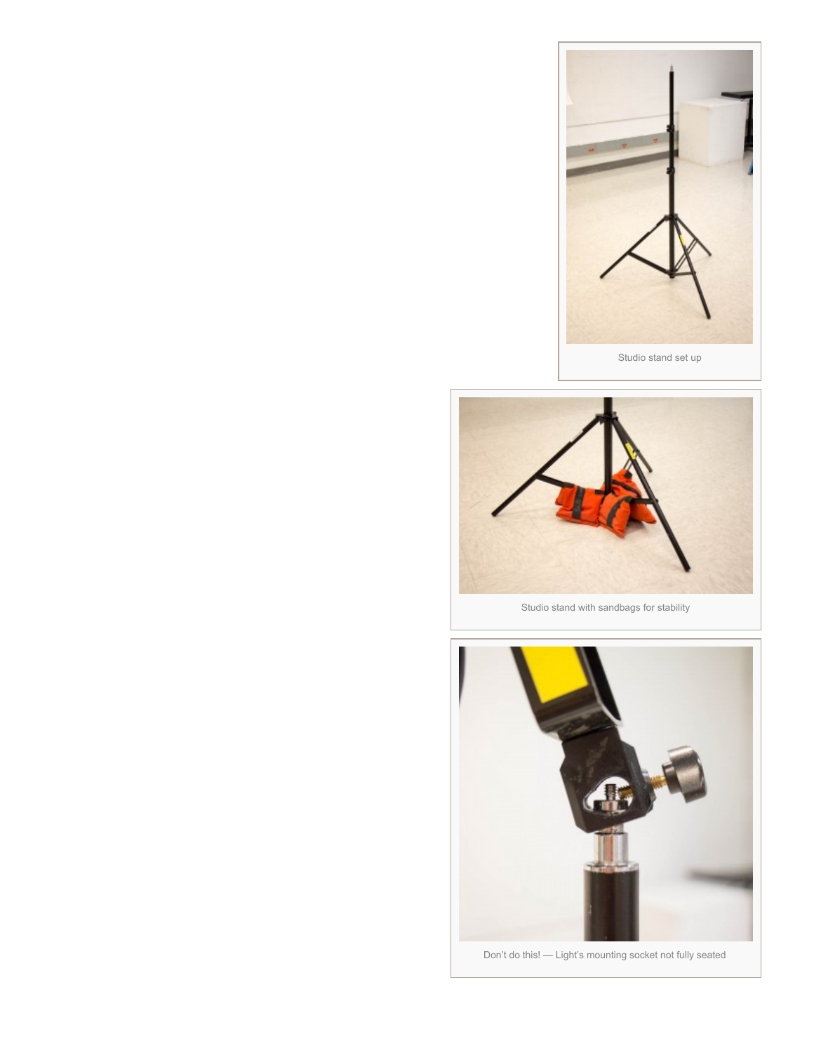Studio stand set up

Studio stand with sandbags for stability

Don’t do this! — Light’s mounting socket not fully seated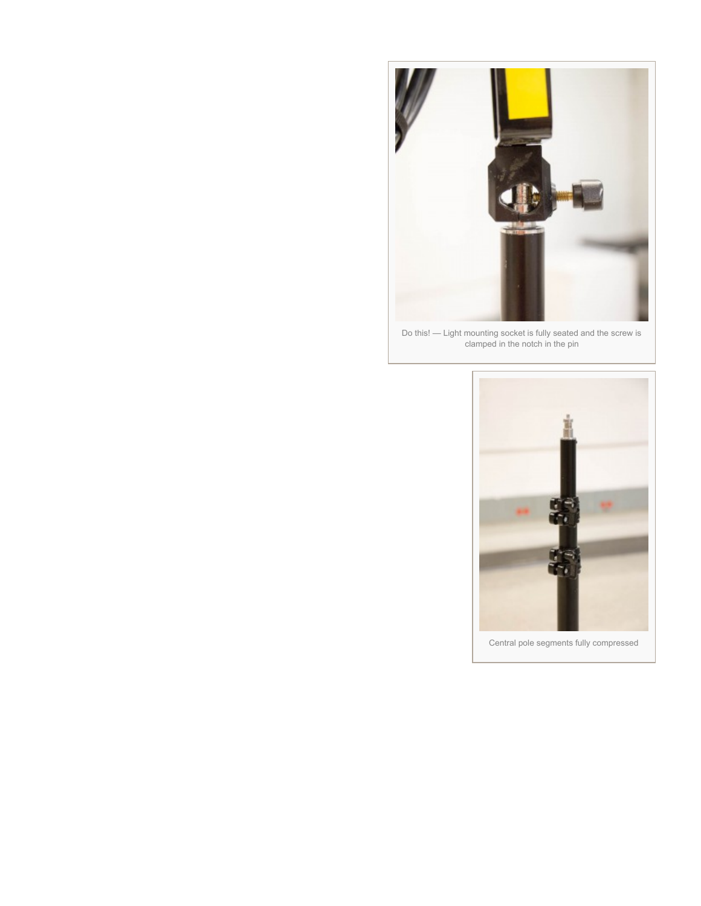Do this! — Light mounting socket is fully seated and the screw is clamped in the notch in the pin

Central pole segments fully compressed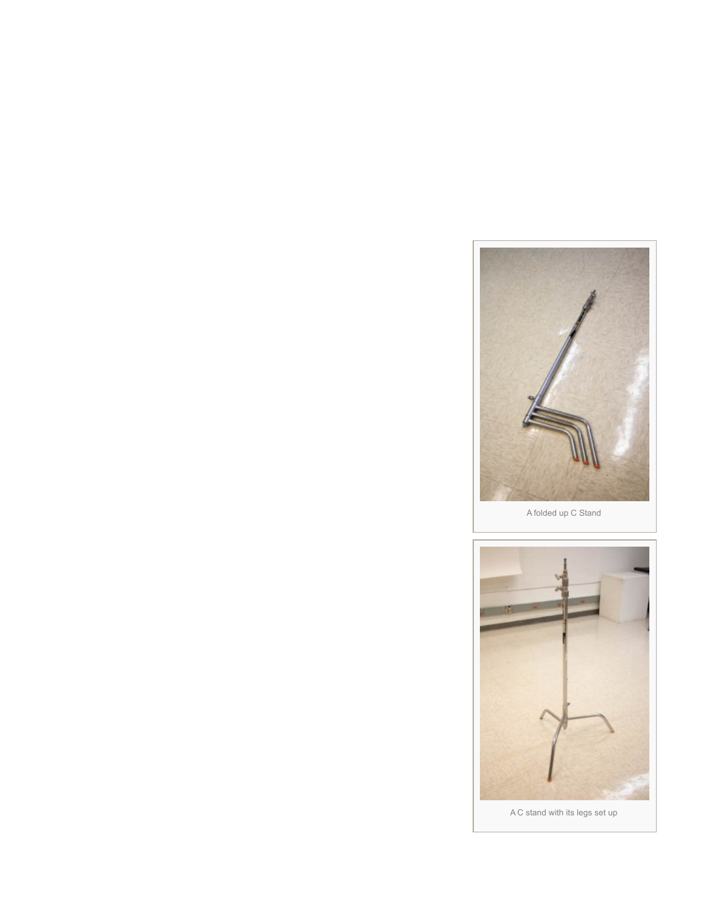A folded up C Stand

A C stand with its legs set up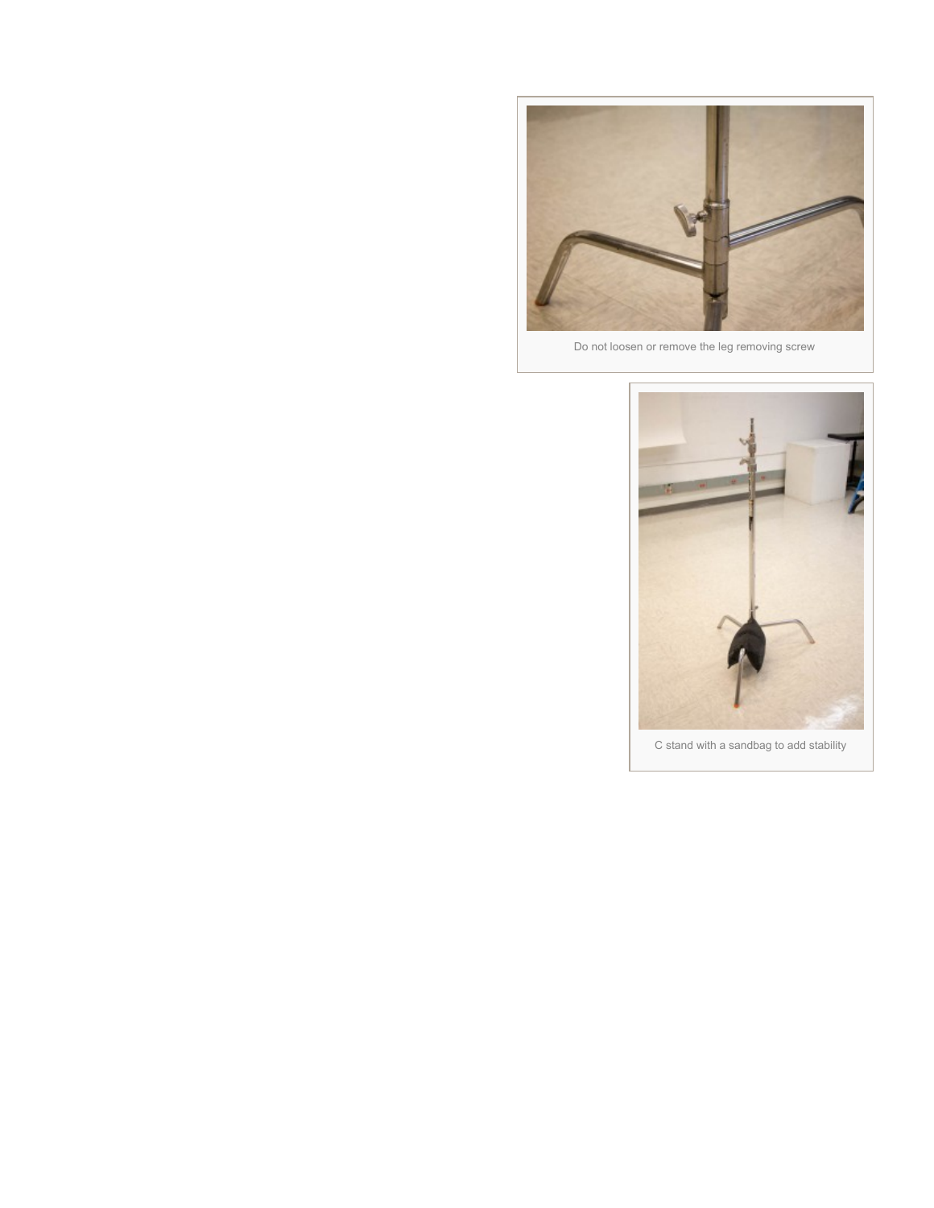Do not loosen or remove the leg removing screw

C stand with a sandbag to add stability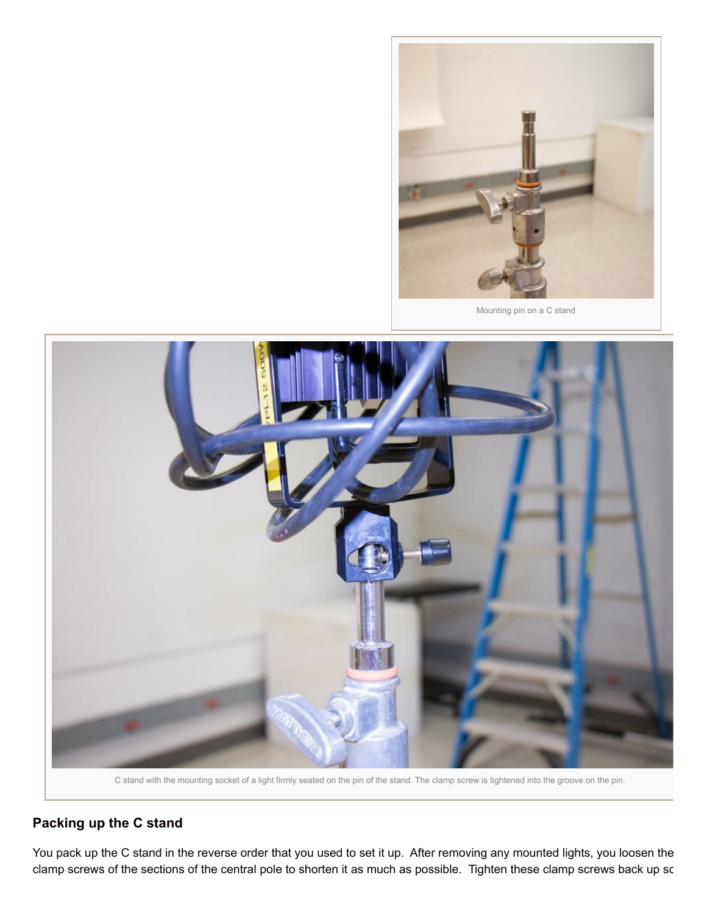Mounting pin on a C stand

C stand with the mounting socket of a light firmly seated on the pin of the stand. The clamp screw is tightened into the groove on the pin.

## Packing up the C stand

You pack up the C stand in the reverse order that you used to set it up. After removing any mounted lights, you loosen the clamp screws of the sections of the central pole to shorten it as much as possible. Tighten these clamp screws back up sc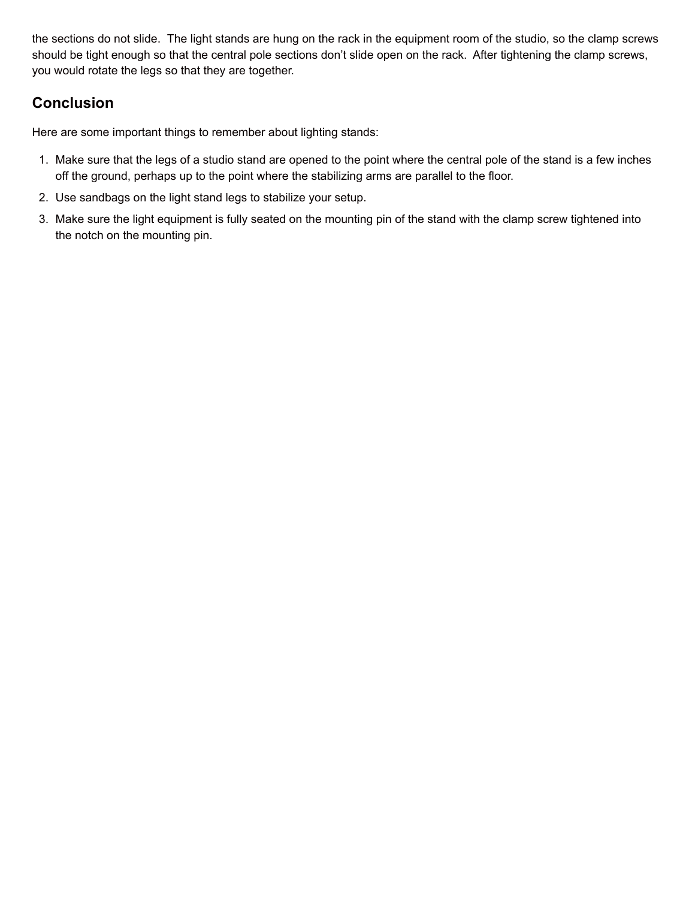the sections do not slide. The light stands are hung on the rack in the equipment room of the studio, so the clamp screws should be tight enough so that the central pole sections don't slide open on the rack. After tightening the clamp screws, you would rotate the legs so that they are together.

## Conclusion

Here are some important things to remember about lighting stands:

1. Make sure that the legs of a studio stand are opened to the point where the central pole of the stand is a few inches off the ground, perhaps up to the point where the stabilizing arms are parallel to the floor.
2. Use sandbags on the light stand legs to stabilize your setup.
3. Make sure the light equipment is fully seated on the mounting pin of the stand with the clamp screw tightened into the notch on the mounting pin.